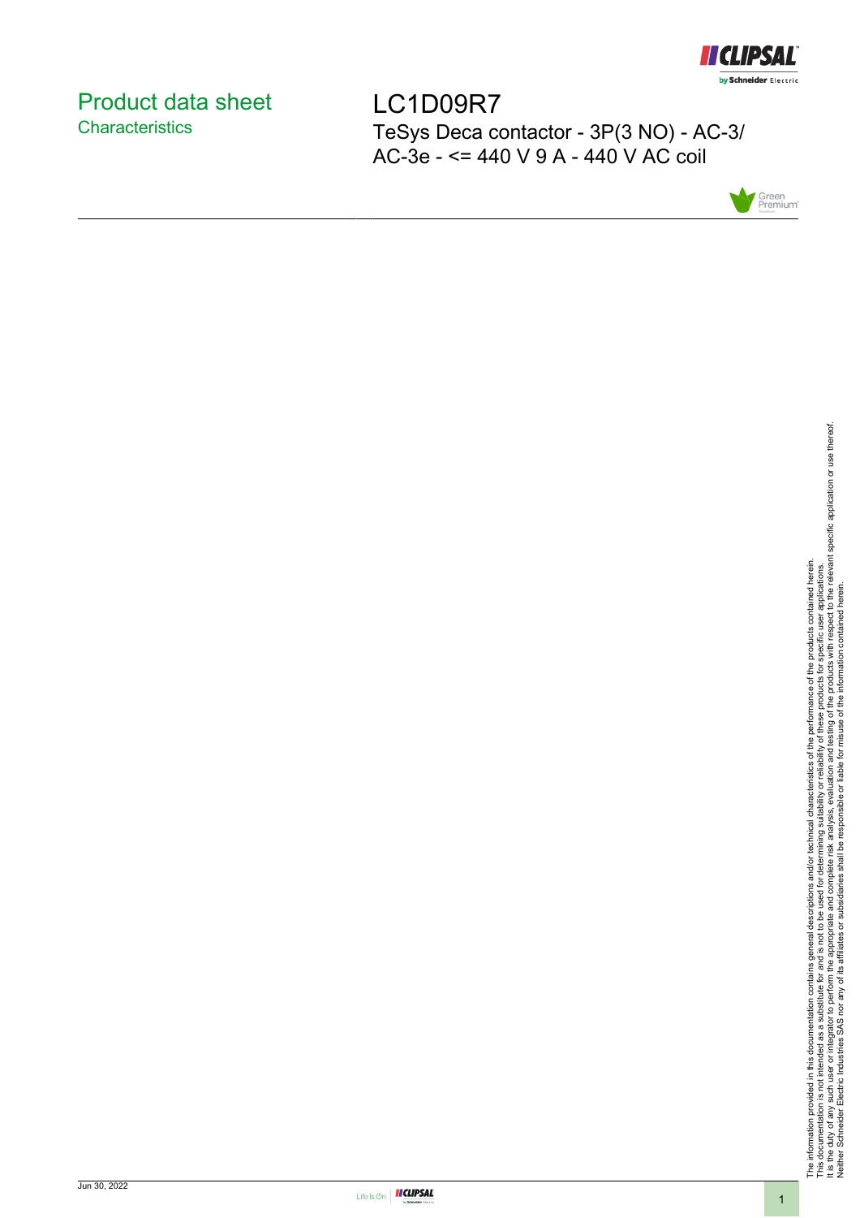# Product data sheet

## Characteristics

# LC1D09R7

TeSys Deca contactor - 3P(3 NO) - AC-3/ AC-3e - <= 440 V 9 A - 440 V AC coil

The information provided in this documentation contains general descriptions and/or technical characteristics of the performance of the products contained herein.
This documentation is not intended as a substitute for and is not to be used for determining suitability or reliability of these products for specific user applications.
It is the duty of any such user or integrator to perform the appropriate and complete risk analysis, evaluation and testing of the products with respect to the relevant specific application or use thereof.
Neither Schneider Electric Industries SAS nor any of its affiliates or subsidiaries shall be responsible or liable for misuse of the information contained herein.

Jun 30, 2022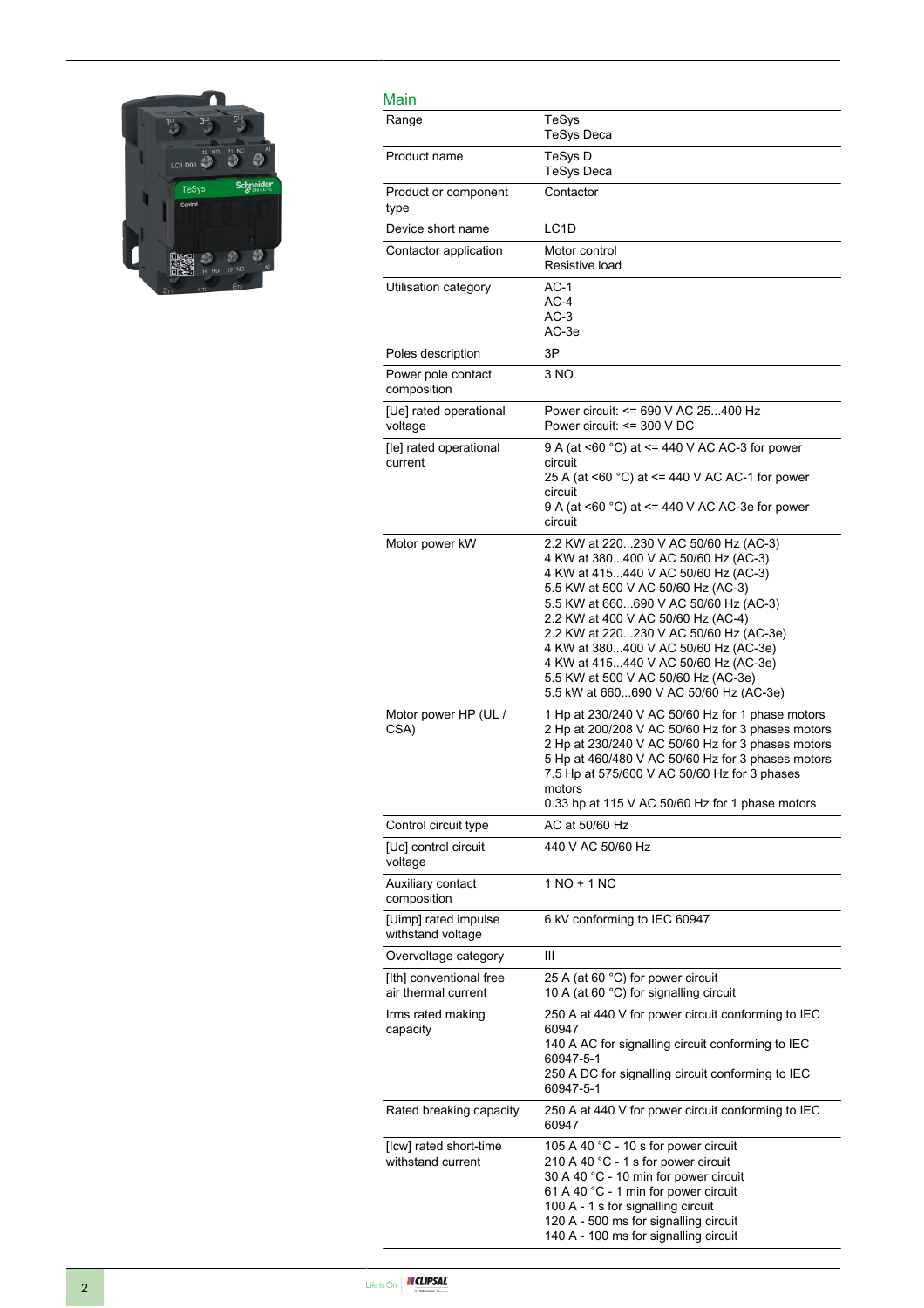## Main

| | |
|---|---|
| Range | TeSys<br>TeSys Deca |
| Product name | TeSys D<br>TeSys Deca |
| Product or component type | Contactor |
| Device short name | LC1D |
| Contactor application | Motor control<br>Resistive load |
| Utilisation category | AC-1<br>AC-4<br>AC-3<br>AC-3e |
| Poles description | 3P |
| Power pole contact composition | 3 NO |
| [Ue] rated operational voltage | Power circuit: <= 690 V AC 25...400 Hz<br>Power circuit: <= 300 V DC |
| [Ie] rated operational current | 9 A (at <60 °C) at <= 440 V AC AC-3 for power circuit<br>25 A (at <60 °C) at <= 440 V AC AC-1 for power circuit<br>9 A (at <60 °C) at <= 440 V AC AC-3e for power circuit |
| Motor power kW | 2.2 KW at 220...230 V AC 50/60 Hz (AC-3)<br>4 KW at 380...400 V AC 50/60 Hz (AC-3)<br>4 KW at 415...440 V AC 50/60 Hz (AC-3)<br>5.5 KW at 500 V AC 50/60 Hz (AC-3)<br>5.5 KW at 660...690 V AC 50/60 Hz (AC-3)<br>2.2 KW at 400 V AC 50/60 Hz (AC-4)<br>2.2 KW at 220...230 V AC 50/60 Hz (AC-3e)<br>4 KW at 380...400 V AC 50/60 Hz (AC-3e)<br>4 KW at 415...440 V AC 50/60 Hz (AC-3e)<br>5.5 KW at 500 V AC 50/60 Hz (AC-3e)<br>5.5 kW at 660...690 V AC 50/60 Hz (AC-3e) |
| Motor power HP (UL / CSA) | 1 Hp at 230/240 V AC 50/60 Hz for 1 phase motors<br>2 Hp at 200/208 V AC 50/60 Hz for 3 phases motors<br>2 Hp at 230/240 V AC 50/60 Hz for 3 phases motors<br>5 Hp at 460/480 V AC 50/60 Hz for 3 phases motors<br>7.5 Hp at 575/600 V AC 50/60 Hz for 3 phases motors<br>0.33 hp at 115 V AC 50/60 Hz for 1 phase motors |
| Control circuit type | AC at 50/60 Hz |
| [Uc] control circuit voltage | 440 V AC 50/60 Hz |
| Auxiliary contact composition | 1 NO + 1 NC |
| [Uimp] rated impulse withstand voltage | 6 kV conforming to IEC 60947 |
| Overvoltage category | III |
| [Ith] conventional free air thermal current | 25 A (at 60 °C) for power circuit<br>10 A (at 60 °C) for signalling circuit |
| Irms rated making capacity | 250 A at 440 V for power circuit conforming to IEC 60947<br>140 A AC for signalling circuit conforming to IEC 60947-5-1<br>250 A DC for signalling circuit conforming to IEC 60947-5-1 |
| Rated breaking capacity | 250 A at 440 V for power circuit conforming to IEC 60947 |
| [Icw] rated short-time withstand current | 105 A 40 °C - 10 s for power circuit<br>210 A 40 °C - 1 s for power circuit<br>30 A 40 °C - 10 min for power circuit<br>61 A 40 °C - 1 min for power circuit<br>100 A - 1 s for signalling circuit<br>120 A - 500 ms for signalling circuit<br>140 A - 100 ms for signalling circuit |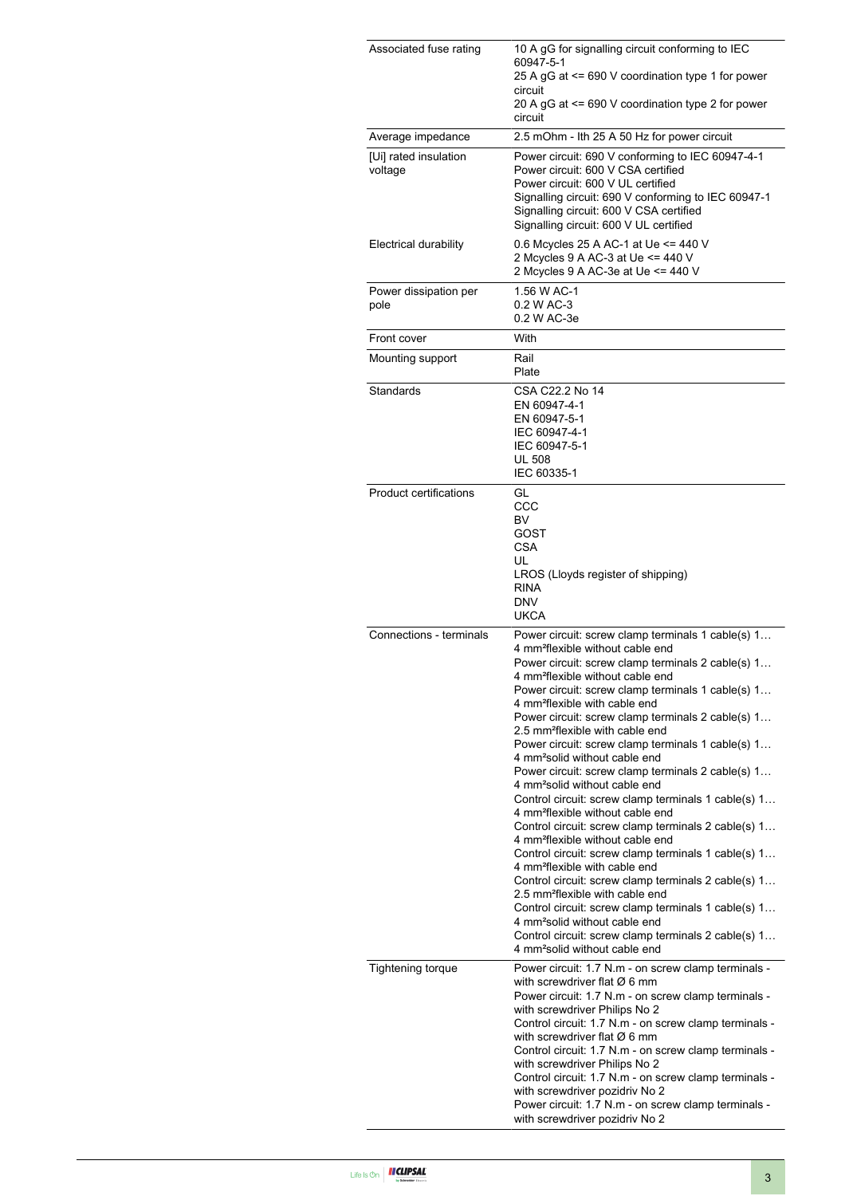| | |
|---|---|
| Associated fuse rating | 10 A gG for signalling circuit conforming to IEC 60947-5-1<br>25 A gG at <= 690 V coordination type 1 for power circuit<br>20 A gG at <= 690 V coordination type 2 for power circuit |
| Average impedance | 2.5 mOhm - Ith 25 A 50 Hz for power circuit |
| [Ui] rated insulation voltage | Power circuit: 690 V conforming to IEC 60947-4-1<br>Power circuit: 600 V CSA certified<br>Power circuit: 600 V UL certified<br>Signalling circuit: 690 V conforming to IEC 60947-1<br>Signalling circuit: 600 V CSA certified<br>Signalling circuit: 600 V UL certified |
| Electrical durability | 0.6 Mcycles 25 A AC-1 at Ue <= 440 V<br>2 Mcycles 9 A AC-3 at Ue <= 440 V<br>2 Mcycles 9 A AC-3e at Ue <= 440 V |
| Power dissipation per pole | 1.56 W AC-1<br>0.2 W AC-3<br>0.2 W AC-3e |
| Front cover | With |
| Mounting support | Rail<br>Plate |
| Standards | CSA C22.2 No 14<br>EN 60947-4-1<br>EN 60947-5-1<br>IEC 60947-4-1<br>IEC 60947-5-1<br>UL 508<br>IEC 60335-1 |
| Product certifications | GL<br>CCC<br>BV<br>GOST<br>CSA<br>UL<br>LROS (Lloyds register of shipping)<br>RINA<br>DNV<br>UKCA |
| Connections - terminals | Power circuit: screw clamp terminals 1 cable(s) 1…4 mm²flexible without cable end<br>Power circuit: screw clamp terminals 2 cable(s) 1…4 mm²flexible without cable end<br>Power circuit: screw clamp terminals 1 cable(s) 1…4 mm²flexible with cable end<br>Power circuit: screw clamp terminals 2 cable(s) 1…2.5 mm²flexible with cable end<br>Power circuit: screw clamp terminals 1 cable(s) 1…4 mm²solid without cable end<br>Power circuit: screw clamp terminals 2 cable(s) 1…4 mm²solid without cable end<br>Control circuit: screw clamp terminals 1 cable(s) 1…4 mm²flexible without cable end<br>Control circuit: screw clamp terminals 2 cable(s) 1…4 mm²flexible without cable end<br>Control circuit: screw clamp terminals 1 cable(s) 1…4 mm²flexible with cable end<br>Control circuit: screw clamp terminals 2 cable(s) 1…2.5 mm²flexible with cable end<br>Control circuit: screw clamp terminals 1 cable(s) 1…4 mm²solid without cable end<br>Control circuit: screw clamp terminals 2 cable(s) 1…4 mm²solid without cable end |
| Tightening torque | Power circuit: 1.7 N.m - on screw clamp terminals - with screwdriver flat Ø 6 mm<br>Power circuit: 1.7 N.m - on screw clamp terminals - with screwdriver Philips No 2<br>Control circuit: 1.7 N.m - on screw clamp terminals - with screwdriver flat Ø 6 mm<br>Control circuit: 1.7 N.m - on screw clamp terminals - with screwdriver Philips No 2<br>Control circuit: 1.7 N.m - on screw clamp terminals - with screwdriver pozidriv No 2<br>Power circuit: 1.7 N.m - on screw clamp terminals - with screwdriver pozidriv No 2 |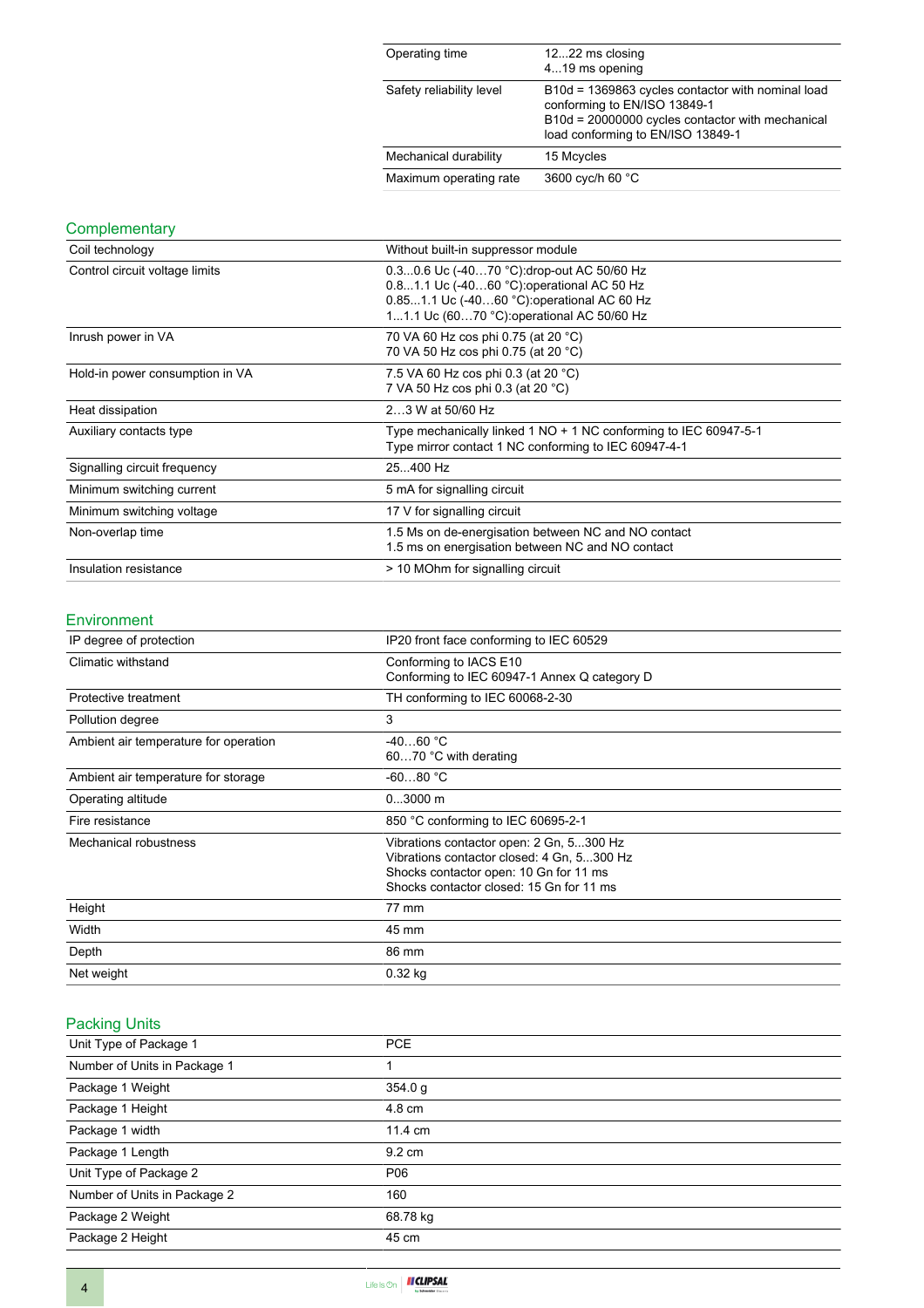| | |
|---|---|
| Operating time | 12...22 ms closing<br>4...19 ms opening |
| Safety reliability level | B10d = 1369863 cycles contactor with nominal load conforming to EN/ISO 13849-1<br>B10d = 20000000 cycles contactor with mechanical load conforming to EN/ISO 13849-1 |
| Mechanical durability | 15 Mcycles |
| Maximum operating rate | 3600 cyc/h 60 °C |

## Complementary

| | |
|---|---|
| Coil technology | Without built-in suppressor module |
| Control circuit voltage limits | 0.3...0.6 Uc (-40…70 °C):drop-out AC 50/60 Hz<br>0.8...1.1 Uc (-40…60 °C):operational AC 50 Hz<br>0.85...1.1 Uc (-40…60 °C):operational AC 60 Hz<br>1...1.1 Uc (60…70 °C):operational AC 50/60 Hz |
| Inrush power in VA | 70 VA 60 Hz cos phi 0.75 (at 20 °C)<br>70 VA 50 Hz cos phi 0.75 (at 20 °C) |
| Hold-in power consumption in VA | 7.5 VA 60 Hz cos phi 0.3 (at 20 °C)<br>7 VA 50 Hz cos phi 0.3 (at 20 °C) |
| Heat dissipation | 2…3 W at 50/60 Hz |
| Auxiliary contacts type | Type mechanically linked 1 NO + 1 NC conforming to IEC 60947-5-1<br>Type mirror contact 1 NC conforming to IEC 60947-4-1 |
| Signalling circuit frequency | 25...400 Hz |
| Minimum switching current | 5 mA for signalling circuit |
| Minimum switching voltage | 17 V for signalling circuit |
| Non-overlap time | 1.5 Ms on de-energisation between NC and NO contact<br>1.5 ms on energisation between NC and NO contact |
| Insulation resistance | > 10 MOhm for signalling circuit |

## Environment

| | |
|---|---|
| IP degree of protection | IP20 front face conforming to IEC 60529 |
| Climatic withstand | Conforming to IACS E10<br>Conforming to IEC 60947-1 Annex Q category D |
| Protective treatment | TH conforming to IEC 60068-2-30 |
| Pollution degree | 3 |
| Ambient air temperature for operation | -40…60 °C<br>60…70 °C with derating |
| Ambient air temperature for storage | -60...80 °C |
| Operating altitude | 0...3000 m |
| Fire resistance | 850 °C conforming to IEC 60695-2-1 |
| Mechanical robustness | Vibrations contactor open: 2 Gn, 5...300 Hz<br>Vibrations contactor closed: 4 Gn, 5...300 Hz<br>Shocks contactor open: 10 Gn for 11 ms<br>Shocks contactor closed: 15 Gn for 11 ms |
| Height | 77 mm |
| Width | 45 mm |
| Depth | 86 mm |
| Net weight | 0.32 kg |

## Packing Units

| | |
|---|---|
| Unit Type of Package 1 | PCE |
| Number of Units in Package 1 | 1 |
| Package 1 Weight | 354.0 g |
| Package 1 Height | 4.8 cm |
| Package 1 width | 11.4 cm |
| Package 1 Length | 9.2 cm |
| Unit Type of Package 2 | P06 |
| Number of Units in Package 2 | 160 |
| Package 2 Weight | 68.78 kg |
| Package 2 Height | 45 cm |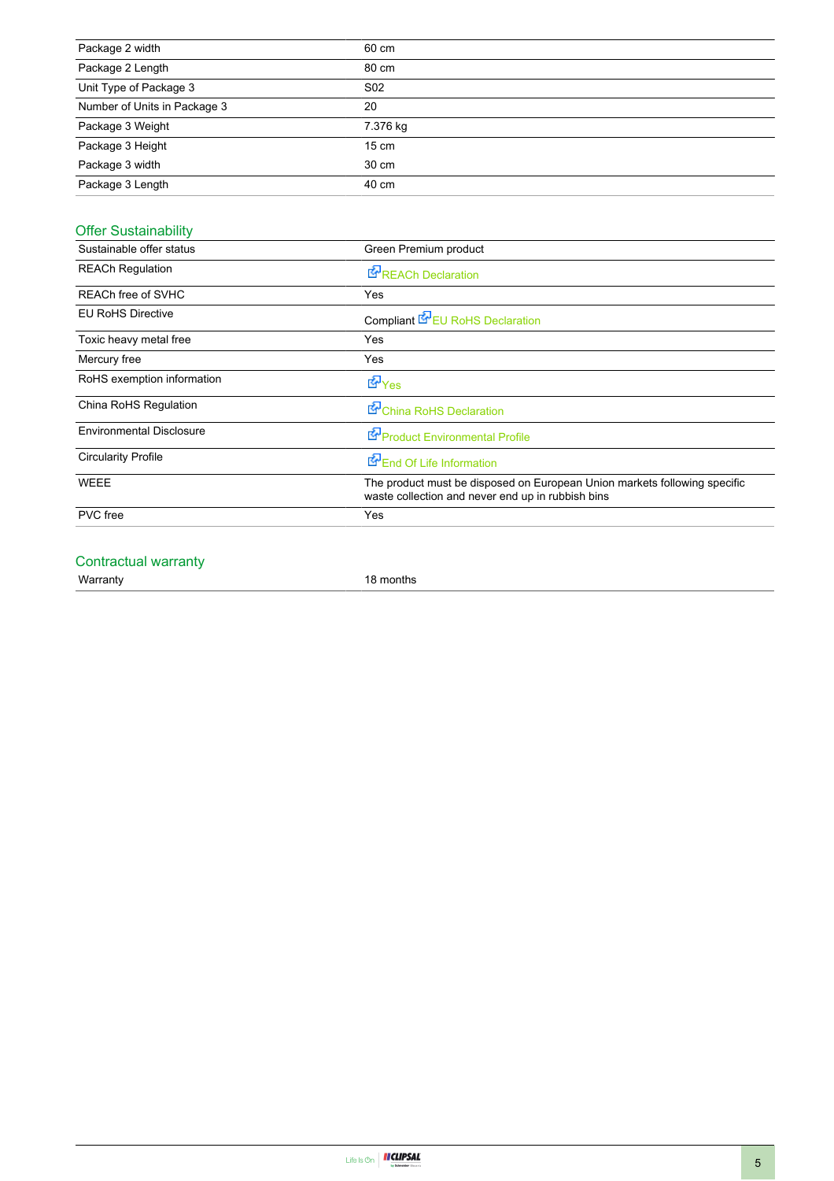| | |
|---|---|
| Package 2 width | 60 cm |
| Package 2 Length | 80 cm |
| Unit Type of Package 3 | S02 |
| Number of Units in Package 3 | 20 |
| Package 3 Weight | 7.376 kg |
| Package 3 Height | 15 cm |
| Package 3 width | 30 cm |
| Package 3 Length | 40 cm |

## Offer Sustainability

| | |
|---|---|
| Sustainable offer status | Green Premium product |
| REACh Regulation | REACh Declaration |
| REACh free of SVHC | Yes |
| EU RoHS Directive | Compliant EU RoHS Declaration |
| Toxic heavy metal free | Yes |
| Mercury free | Yes |
| RoHS exemption information | Yes |
| China RoHS Regulation | China RoHS Declaration |
| Environmental Disclosure | Product Environmental Profile |
| Circularity Profile | End Of Life Information |
| WEEE | The product must be disposed on European Union markets following specific waste collection and never end up in rubbish bins |
| PVC free | Yes |

## Contractual warranty

| | |
|---|---|
| Warranty | 18 months |